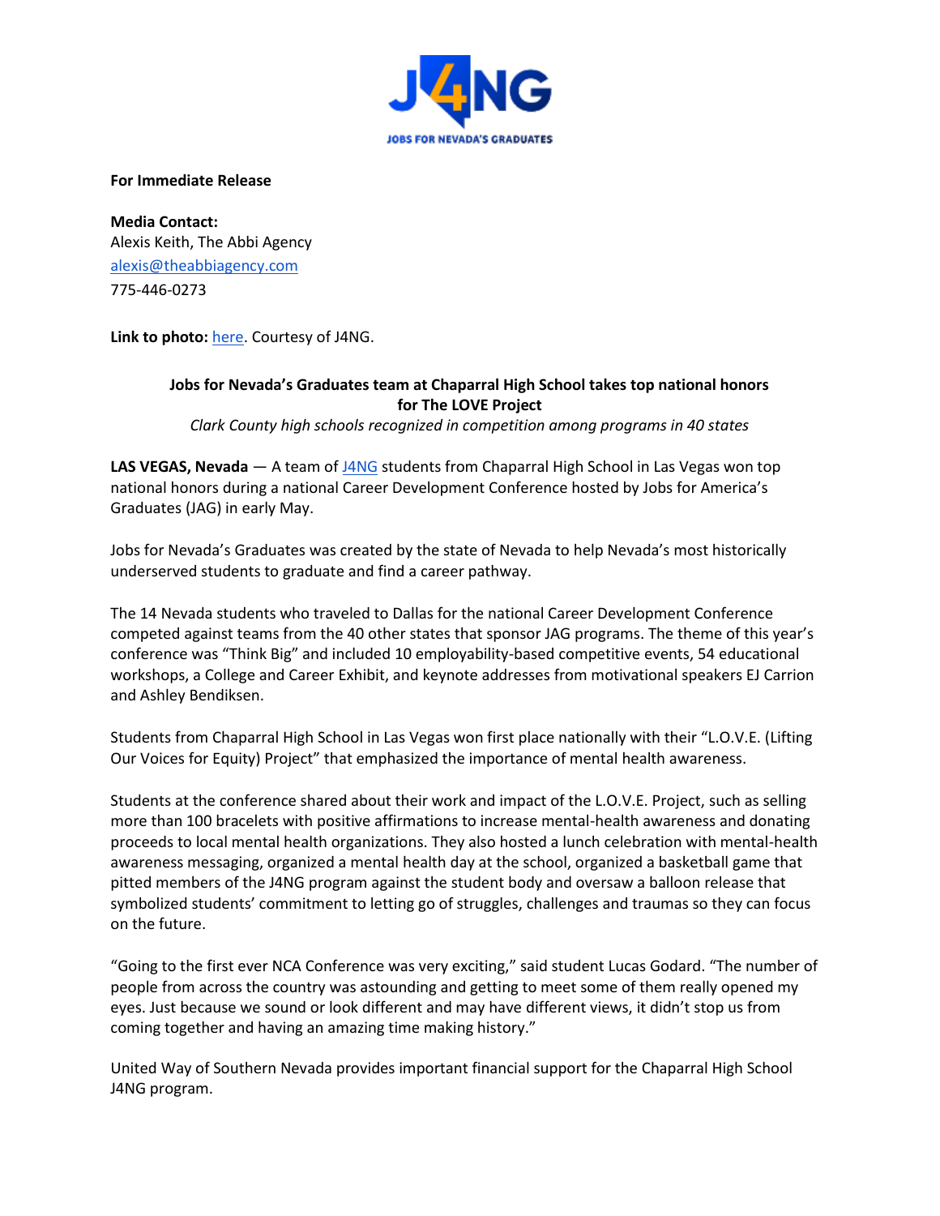**For Immediate Release**

**Media Contact:**
Alexis Keith, The Abbi Agency
alexis@theabbiagency.com
775-446-0273

**Link to photo:** here. Courtesy of J4NG.

**Jobs for Nevada's Graduates team at Chaparral High School takes top national honors for The LOVE Project**

*Clark County high schools recognized in competition among programs in 40 states*

**LAS VEGAS, Nevada** — A team of J4NG students from Chaparral High School in Las Vegas won top national honors during a national Career Development Conference hosted by Jobs for America's Graduates (JAG) in early May.

Jobs for Nevada's Graduates was created by the state of Nevada to help Nevada's most historically underserved students to graduate and find a career pathway.

The 14 Nevada students who traveled to Dallas for the national Career Development Conference competed against teams from the 40 other states that sponsor JAG programs. The theme of this year's conference was "Think Big" and included 10 employability-based competitive events, 54 educational workshops, a College and Career Exhibit, and keynote addresses from motivational speakers EJ Carrion and Ashley Bendiksen.

Students from Chaparral High School in Las Vegas won first place nationally with their "L.O.V.E. (Lifting Our Voices for Equity) Project" that emphasized the importance of mental health awareness.

Students at the conference shared about their work and impact of the L.O.V.E. Project, such as selling more than 100 bracelets with positive affirmations to increase mental-health awareness and donating proceeds to local mental health organizations. They also hosted a lunch celebration with mental-health awareness messaging, organized a mental health day at the school, organized a basketball game that pitted members of the J4NG program against the student body and oversaw a balloon release that symbolized students' commitment to letting go of struggles, challenges and traumas so they can focus on the future.

"Going to the first ever NCA Conference was very exciting," said student Lucas Godard. "The number of people from across the country was astounding and getting to meet some of them really opened my eyes. Just because we sound or look different and may have different views, it didn't stop us from coming together and having an amazing time making history."

United Way of Southern Nevada provides important financial support for the Chaparral High School J4NG program.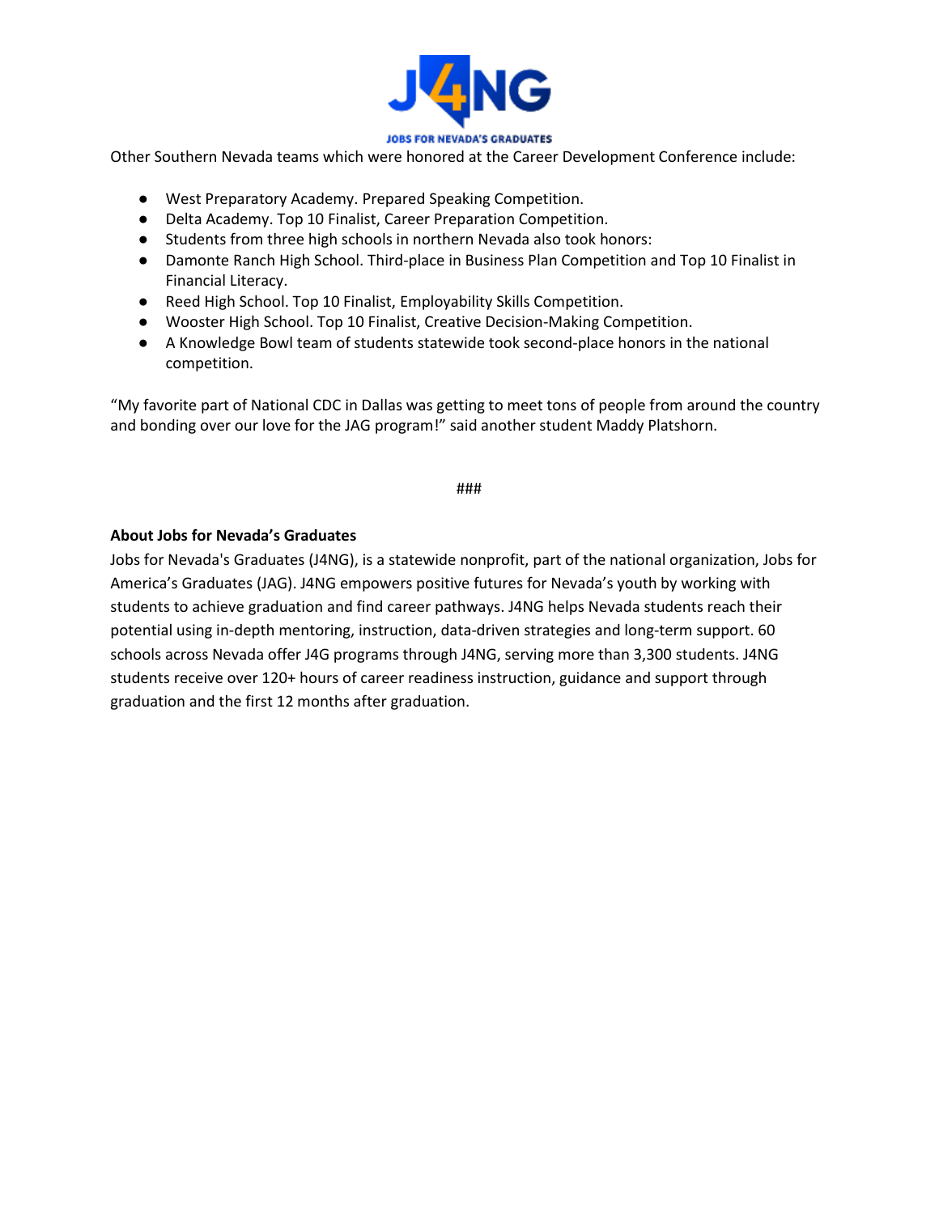Other Southern Nevada teams which were honored at the Career Development Conference include:

- West Preparatory Academy. Prepared Speaking Competition.
- Delta Academy. Top 10 Finalist, Career Preparation Competition.
- Students from three high schools in northern Nevada also took honors:
- Damonte Ranch High School. Third-place in Business Plan Competition and Top 10 Finalist in Financial Literacy.
- Reed High School. Top 10 Finalist, Employability Skills Competition.
- Wooster High School. Top 10 Finalist, Creative Decision-Making Competition.
- A Knowledge Bowl team of students statewide took second-place honors in the national competition.

"My favorite part of National CDC in Dallas was getting to meet tons of people from around the country and bonding over our love for the JAG program!" said another student Maddy Platshorn.

###

**About Jobs for Nevada's Graduates**

Jobs for Nevada's Graduates (J4NG), is a statewide nonprofit, part of the national organization, Jobs for America's Graduates (JAG). J4NG empowers positive futures for Nevada's youth by working with students to achieve graduation and find career pathways. J4NG helps Nevada students reach their potential using in-depth mentoring, instruction, data-driven strategies and long-term support. 60 schools across Nevada offer J4G programs through J4NG, serving more than 3,300 students. J4NG students receive over 120+ hours of career readiness instruction, guidance and support through graduation and the first 12 months after graduation.